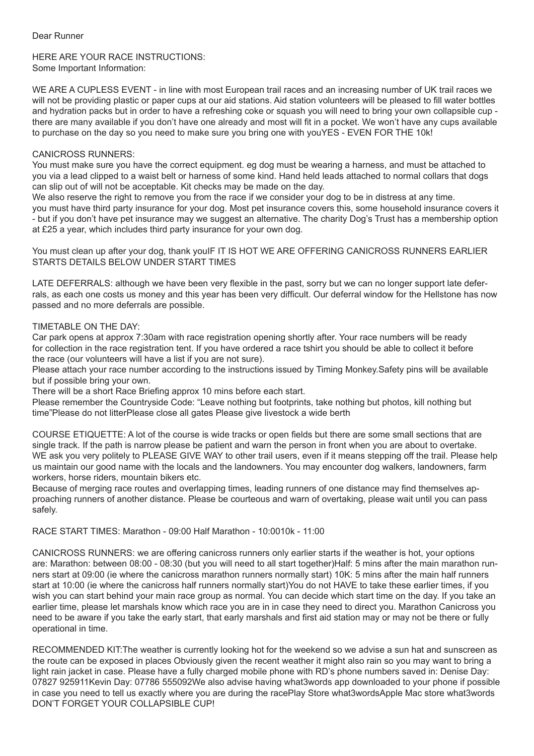Dear Runner

HERE ARE YOUR RACE INSTRUCTIONS:
Some Important Information:

WE ARE A CUPLESS EVENT - in line with most European trail races and an increasing number of UK trail races we will not be providing plastic or paper cups at our aid stations. Aid station volunteers will be pleased to fill water bottles and hydration packs but in order to have a refreshing coke or squash you will need to bring your own collapsible cup - there are many available if you don't have one already and most will fit in a pocket. We won't have any cups available to purchase on the day so you need to make sure you bring one with youYES - EVEN FOR THE 10k!

CANICROSS RUNNERS:
You must make sure you have the correct equipment. eg dog must be wearing a harness, and must be attached to you via a lead clipped to a waist belt or harness of some kind. Hand held leads attached to normal collars that dogs can slip out of will not be acceptable. Kit checks may be made on the day.
We also reserve the right to remove you from the race if we consider your dog to be in distress at any time.
you must have third party insurance for your dog. Most pet insurance covers this, some household insurance covers it - but if you don't have pet insurance may we suggest an alternative. The charity Dog's Trust has a membership option at £25 a year, which includes third party insurance for your own dog.

You must clean up after your dog, thank youIF IT IS HOT WE ARE OFFERING CANICROSS RUNNERS EARLIER STARTS DETAILS BELOW UNDER START TIMES

LATE DEFERRALS: although we have been very flexible in the past, sorry but we can no longer support late deferrals, as each one costs us money and this year has been very difficult. Our deferral window for the Hellstone has now passed and no more deferrals are possible.

TIMETABLE ON THE DAY:
Car park opens at approx 7:30am with race registration opening shortly after. Your race numbers will be ready for collection in the race registration tent. If you have ordered a race tshirt you should be able to collect it before the race (our volunteers will have a list if you are not sure).
Please attach your race number according to the instructions issued by Timing Monkey.Safety pins will be available but if possible bring your own.
There will be a short Race Briefing approx 10 mins before each start.
Please remember the Countryside Code: "Leave nothing but footprints, take nothing but photos, kill nothing but time"Please do not litterPlease close all gates Please give livestock a wide berth

COURSE ETIQUETTE: A lot of the course is wide tracks or open fields but there are some small sections that are single track. If the path is narrow please be patient and warn the person in front when you are about to overtake.
WE ask you very politely to PLEASE GIVE WAY to other trail users, even if it means stepping off the trail. Please help us maintain our good name with the locals and the landowners. You may encounter dog walkers, landowners, farm workers, horse riders, mountain bikers etc.
Because of merging race routes and overlapping times, leading runners of one distance may find themselves approaching runners of another distance. Please be courteous and warn of overtaking, please wait until you can pass safely.

RACE START TIMES: Marathon - 09:00 Half Marathon - 10:0010k - 11:00

CANICROSS RUNNERS: we are offering canicross runners only earlier starts if the weather is hot, your options are: Marathon: between 08:00 - 08:30 (but you will need to all start together)Half: 5 mins after the main marathon runners start at 09:00 (ie where the canicross marathon runners normally start) 10K: 5 mins after the main half runners start at 10:00 (ie where the canicross half runners normally start)You do not HAVE to take these earlier times, if you wish you can start behind your main race group as normal. You can decide which start time on the day. If you take an earlier time, please let marshals know which race you are in in case they need to direct you. Marathon Canicross you need to be aware if you take the early start, that early marshals and first aid station may or may not be there or fully operational in time.

RECOMMENDED KIT:The weather is currently looking hot for the weekend so we advise a sun hat and sunscreen as the route can be exposed in places Obviously given the recent weather it might also rain so you may want to bring a light rain jacket in case. Please have a fully charged mobile phone with RD's phone numbers saved in: Denise Day: 07827 925911Kevin Day: 07786 555092We also advise having what3words app downloaded to your phone if possible in case you need to tell us exactly where you are during the racePlay Store what3wordsApple Mac store what3words DON'T FORGET YOUR COLLAPSIBLE CUP!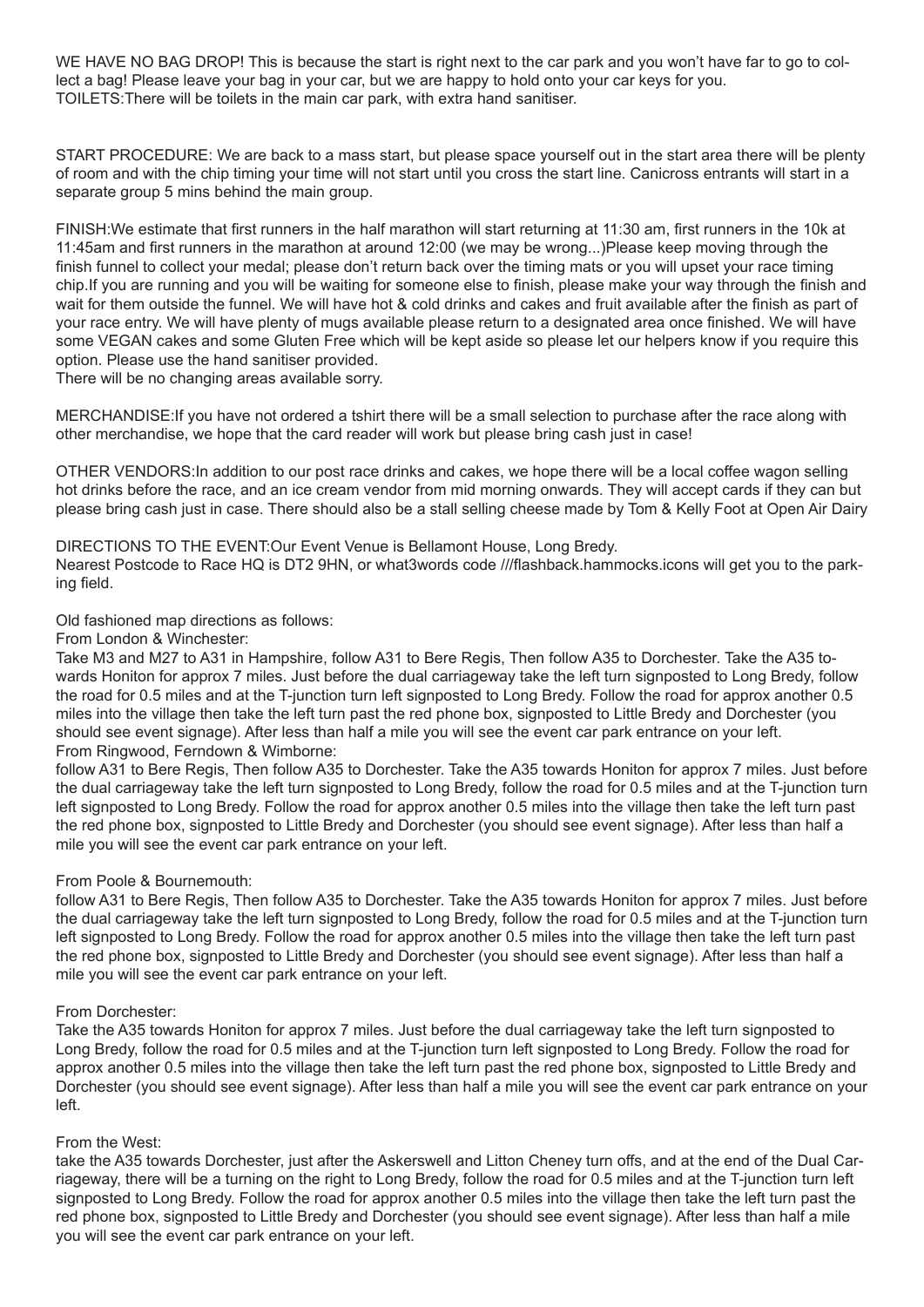WE HAVE NO BAG DROP! This is because the start is right next to the car park and you won't have far to go to collect a bag! Please leave your bag in your car, but we are happy to hold onto your car keys for you.
TOILETS:There will be toilets in the main car park, with extra hand sanitiser.

START PROCEDURE: We are back to a mass start, but please space yourself out in the start area there will be plenty of room and with the chip timing your time will not start until you cross the start line. Canicross entrants will start in a separate group 5 mins behind the main group.

FINISH:We estimate that first runners in the half marathon will start returning at 11:30 am, first runners in the 10k at 11:45am and first runners in the marathon at around 12:00 (we may be wrong...)Please keep moving through the finish funnel to collect your medal; please don't return back over the timing mats or you will upset your race timing chip.If you are running and you will be waiting for someone else to finish, please make your way through the finish and wait for them outside the funnel. We will have hot & cold drinks and cakes and fruit available after the finish as part of your race entry. We will have plenty of mugs available please return to a designated area once finished. We will have some VEGAN cakes and some Gluten Free which will be kept aside so please let our helpers know if you require this option. Please use the hand sanitiser provided.
There will be no changing areas available sorry.

MERCHANDISE:If you have not ordered a tshirt there will be a small selection to purchase after the race along with other merchandise, we hope that the card reader will work but please bring cash just in case!

OTHER VENDORS:In addition to our post race drinks and cakes, we hope there will be a local coffee wagon selling hot drinks before the race, and an ice cream vendor from mid morning onwards. They will accept cards if they can but please bring cash just in case. There should also be a stall selling cheese made by Tom & Kelly Foot at Open Air Dairy

DIRECTIONS TO THE EVENT:Our Event Venue is Bellamont House, Long Bredy.
Nearest Postcode to Race HQ is DT2 9HN, or what3words code ///flashback.hammocks.icons will get you to the parking field.

Old fashioned map directions as follows:
From London & Winchester:
Take M3 and M27 to A31 in Hampshire, follow A31 to Bere Regis, Then follow A35 to Dorchester. Take the A35 towards Honiton for approx 7 miles. Just before the dual carriageway take the left turn signposted to Long Bredy, follow the road for 0.5 miles and at the T-junction turn left signposted to Long Bredy. Follow the road for approx another 0.5 miles into the village then take the left turn past the red phone box, signposted to Little Bredy and Dorchester (you should see event signage). After less than half a mile you will see the event car park entrance on your left.
From Ringwood, Ferndown & Wimborne:
follow A31 to Bere Regis, Then follow A35 to Dorchester. Take the A35 towards Honiton for approx 7 miles. Just before the dual carriageway take the left turn signposted to Long Bredy, follow the road for 0.5 miles and at the T-junction turn left signposted to Long Bredy. Follow the road for approx another 0.5 miles into the village then take the left turn past the red phone box, signposted to Little Bredy and Dorchester (you should see event signage). After less than half a mile you will see the event car park entrance on your left.

From Poole & Bournemouth:
follow A31 to Bere Regis, Then follow A35 to Dorchester. Take the A35 towards Honiton for approx 7 miles. Just before the dual carriageway take the left turn signposted to Long Bredy, follow the road for 0.5 miles and at the T-junction turn left signposted to Long Bredy. Follow the road for approx another 0.5 miles into the village then take the left turn past the red phone box, signposted to Little Bredy and Dorchester (you should see event signage). After less than half a mile you will see the event car park entrance on your left.

From Dorchester:
Take the A35 towards Honiton for approx 7 miles. Just before the dual carriageway take the left turn signposted to Long Bredy, follow the road for 0.5 miles and at the T-junction turn left signposted to Long Bredy. Follow the road for approx another 0.5 miles into the village then take the left turn past the red phone box, signposted to Little Bredy and Dorchester (you should see event signage). After less than half a mile you will see the event car park entrance on your left.

From the West:
take the A35 towards Dorchester, just after the Askerswell and Litton Cheney turn offs, and at the end of the Dual Carriageway, there will be a turning on the right to Long Bredy, follow the road for 0.5 miles and at the T-junction turn left signposted to Long Bredy. Follow the road for approx another 0.5 miles into the village then take the left turn past the red phone box, signposted to Little Bredy and Dorchester (you should see event signage). After less than half a mile you will see the event car park entrance on your left.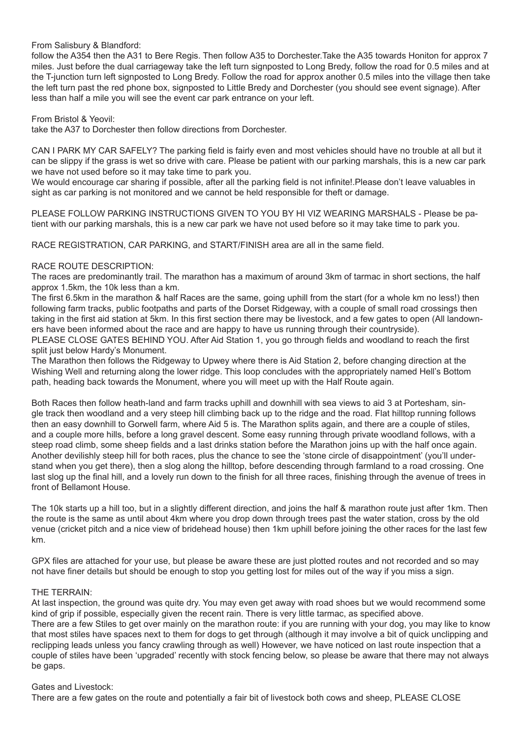From Salisbury & Blandford:
follow the A354 then the A31 to Bere Regis. Then follow A35 to Dorchester.Take the A35 towards Honiton for approx 7 miles. Just before the dual carriageway take the left turn signposted to Long Bredy, follow the road for 0.5 miles and at the T-junction turn left signposted to Long Bredy. Follow the road for approx another 0.5 miles into the village then take the left turn past the red phone box, signposted to Little Bredy and Dorchester (you should see event signage). After less than half a mile you will see the event car park entrance on your left.

From Bristol & Yeovil:
take the A37 to Dorchester then follow directions from Dorchester.

CAN I PARK MY CAR SAFELY? The parking field is fairly even and most vehicles should have no trouble at all but it can be slippy if the grass is wet so drive with care. Please be patient with our parking marshals, this is a new car park we have not used before so it may take time to park you.
We would encourage car sharing if possible, after all the parking field is not infinite!.Please don't leave valuables in sight as car parking is not monitored and we cannot be held responsible for theft or damage.

PLEASE FOLLOW PARKING INSTRUCTIONS GIVEN TO YOU BY HI VIZ WEARING MARSHALS - Please be patient with our parking marshals, this is a new car park we have not used before so it may take time to park you.

RACE REGISTRATION, CAR PARKING, and START/FINISH area are all in the same field.

RACE ROUTE DESCRIPTION:
The races are predominantly trail. The marathon has a maximum of around 3km of tarmac in short sections, the half approx 1.5km, the 10k less than a km.
The first 6.5km in the marathon & half Races are the same, going uphill from the start (for a whole km no less!) then following farm tracks, public footpaths and parts of the Dorset Ridgeway, with a couple of small road crossings then taking in the first aid station at 5km. In this first section there may be livestock, and a few gates to open (All landowners have been informed about the race and are happy to have us running through their countryside).
PLEASE CLOSE GATES BEHIND YOU. After Aid Station 1, you go through fields and woodland to reach the first split just below Hardy's Monument.
The Marathon then follows the Ridgeway to Upwey where there is Aid Station 2, before changing direction at the Wishing Well and returning along the lower ridge. This loop concludes with the appropriately named Hell's Bottom path, heading back towards the Monument, where you will meet up with the Half Route again.

Both Races then follow heath-land and farm tracks uphill and downhill with sea views to aid 3 at Portesham, single track then woodland and a very steep hill climbing back up to the ridge and the road. Flat hilltop running follows then an easy downhill to Gorwell farm, where Aid 5 is. The Marathon splits again, and there are a couple of stiles, and a couple more hills, before a long gravel descent. Some easy running through private woodland follows, with a steep road climb, some sheep fields and a last drinks station before the Marathon joins up with the half once again. Another devilishly steep hill for both races, plus the chance to see the 'stone circle of disappointment' (you'll understand when you get there), then a slog along the hilltop, before descending through farmland to a road crossing. One last slog up the final hill, and a lovely run down to the finish for all three races, finishing through the avenue of trees in front of Bellamont House.

The 10k starts up a hill too, but in a slightly different direction, and joins the half & marathon route just after 1km. Then the route is the same as until about 4km where you drop down through trees past the water station, cross by the old venue (cricket pitch and a nice view of bridehead house) then 1km uphill before joining the other races for the last few km.

GPX files are attached for your use, but please be aware these are just plotted routes and not recorded and so may not have finer details but should be enough to stop you getting lost for miles out of the way if you miss a sign.

THE TERRAIN:
At last inspection, the ground was quite dry. You may even get away with road shoes but we would recommend some kind of grip if possible, especially given the recent rain. There is very little tarmac, as specified above.
There are a few Stiles to get over mainly on the marathon route: if you are running with your dog, you may like to know that most stiles have spaces next to them for dogs to get through (although it may involve a bit of quick unclipping and reclipping leads unless you fancy crawling through as well) However, we have noticed on last route inspection that a couple of stiles have been 'upgraded' recently with stock fencing below, so please be aware that there may not always be gaps.

Gates and Livestock:
There are a few gates on the route and potentially a fair bit of livestock both cows and sheep, PLEASE CLOSE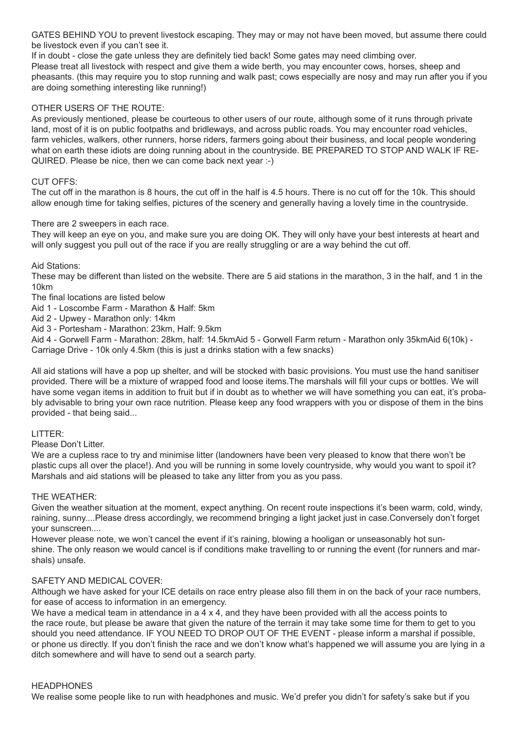GATES BEHIND YOU to prevent livestock escaping. They may or may not have been moved, but assume there could be livestock even if you can't see it.

If in doubt - close the gate unless they are definitely tied back! Some gates may need climbing over.

Please treat all livestock with respect and give them a wide berth, you may encounter cows, horses, sheep and pheasants. (this may require you to stop running and walk past; cows especially are nosy and may run after you if you are doing something interesting like running!)

OTHER USERS OF THE ROUTE:

As previously mentioned, please be courteous to other users of our route, although some of it runs through private land, most of it is on public footpaths and bridleways, and across public roads. You may encounter road vehicles, farm vehicles, walkers, other runners, horse riders, farmers going about their business, and local people wondering what on earth these idiots are doing running about in the countryside. BE PREPARED TO STOP AND WALK IF REQUIRED. Please be nice, then we can come back next year :-)

CUT OFFS:

The cut off in the marathon is 8 hours, the cut off in the half is 4.5 hours. There is no cut off for the 10k. This should allow enough time for taking selfies, pictures of the scenery and generally having a lovely time in the countryside.

There are 2 sweepers in each race.

They will keep an eye on you, and make sure you are doing OK. They will only have your best interests at heart and will only suggest you pull out of the race if you are really struggling or are a way behind the cut off.

Aid Stations:

These may be different than listed on the website. There are 5 aid stations in the marathon, 3 in the half, and 1 in the 10km

The final locations are listed below

Aid 1 - Loscombe Farm - Marathon & Half: 5km

Aid 2 - Upwey - Marathon only: 14km

Aid 3 - Portesham - Marathon: 23km, Half: 9.5km

Aid 4 - Gorwell Farm - Marathon: 28km, half: 14.5kmAid 5 - Gorwell Farm return - Marathon only 35kmAid 6(10k) - Carriage Drive - 10k only 4.5km (this is just a drinks station with a few snacks)

All aid stations will have a pop up shelter, and will be stocked with basic provisions. You must use the hand sanitiser provided. There will be a mixture of wrapped food and loose items.The marshals will fill your cups or bottles. We will have some vegan items in addition to fruit but if in doubt as to whether we will have something you can eat, it's probably advisable to bring your own race nutrition. Please keep any food wrappers with you or dispose of them in the bins provided - that being said...

LITTER:

Please Don't Litter.

We are a cupless race to try and minimise litter (landowners have been very pleased to know that there won't be plastic cups all over the place!). And you will be running in some lovely countryside, why would you want to spoil it? Marshals and aid stations will be pleased to take any litter from you as you pass.

THE WEATHER:

Given the weather situation at the moment, expect anything. On recent route inspections it's been warm, cold, windy, raining, sunny....Please dress accordingly, we recommend bringing a light jacket just in case.Conversely don't forget your sunscreen....

However please note, we won't cancel the event if it's raining, blowing a hooligan or unseasonably hot sunshine. The only reason we would cancel is if conditions make travelling to or running the event (for runners and marshals) unsafe.

SAFETY AND MEDICAL COVER:

Although we have asked for your ICE details on race entry please also fill them in on the back of your race numbers, for ease of access to information in an emergency.

We have a medical team in attendance in a 4 x 4, and they have been provided with all the access points to the race route, but please be aware that given the nature of the terrain it may take some time for them to get to you should you need attendance. IF YOU NEED TO DROP OUT OF THE EVENT - please inform a marshal if possible, or phone us directly. If you don't finish the race and we don't know what's happened we will assume you are lying in a ditch somewhere and will have to send out a search party.

HEADPHONES

We realise some people like to run with headphones and music. We'd prefer you didn't for safety's sake but if you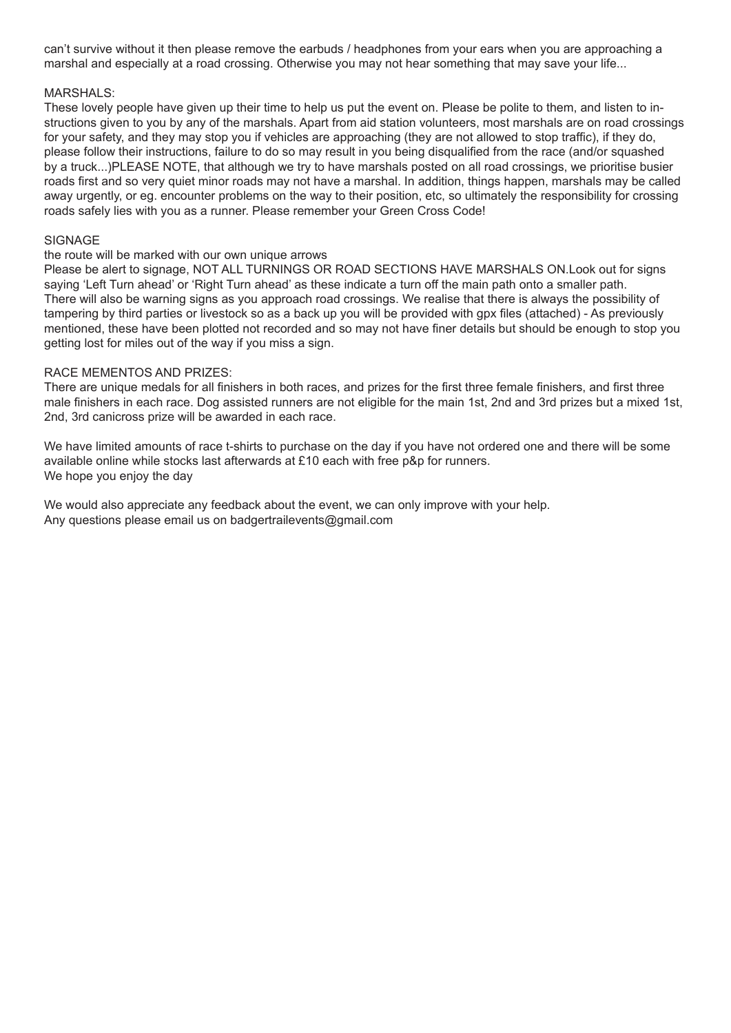can't survive without it then please remove the earbuds / headphones from your ears when you are approaching a marshal and especially at a road crossing. Otherwise you may not hear something that may save your life...

MARSHALS:

These lovely people have given up their time to help us put the event on. Please be polite to them, and listen to instructions given to you by any of the marshals. Apart from aid station volunteers, most marshals are on road crossings for your safety, and they may stop you if vehicles are approaching (they are not allowed to stop traffic), if they do, please follow their instructions, failure to do so may result in you being disqualified from the race (and/or squashed by a truck...)PLEASE NOTE, that although we try to have marshals posted on all road crossings, we prioritise busier roads first and so very quiet minor roads may not have a marshal. In addition, things happen, marshals may be called away urgently, or eg. encounter problems on the way to their position, etc, so ultimately the responsibility for crossing roads safely lies with you as a runner. Please remember your Green Cross Code!

SIGNAGE

the route will be marked with our own unique arrows

Please be alert to signage, NOT ALL TURNINGS OR ROAD SECTIONS HAVE MARSHALS ON.Look out for signs saying 'Left Turn ahead' or 'Right Turn ahead' as these indicate a turn off the main path onto a smaller path. There will also be warning signs as you approach road crossings. We realise that there is always the possibility of tampering by third parties or livestock so as a back up you will be provided with gpx files (attached) - As previously mentioned, these have been plotted not recorded and so may not have finer details but should be enough to stop you getting lost for miles out of the way if you miss a sign.

RACE MEMENTOS AND PRIZES:

There are unique medals for all finishers in both races, and prizes for the first three female finishers, and first three male finishers in each race. Dog assisted runners are not eligible for the main 1st, 2nd and 3rd prizes but a mixed 1st, 2nd, 3rd canicross prize will be awarded in each race.

We have limited amounts of race t-shirts to purchase on the day if you have not ordered one and there will be some available online while stocks last afterwards at £10 each with free p&p for runners.
We hope you enjoy the day

We would also appreciate any feedback about the event, we can only improve with your help.
Any questions please email us on badgertrailevents@gmail.com